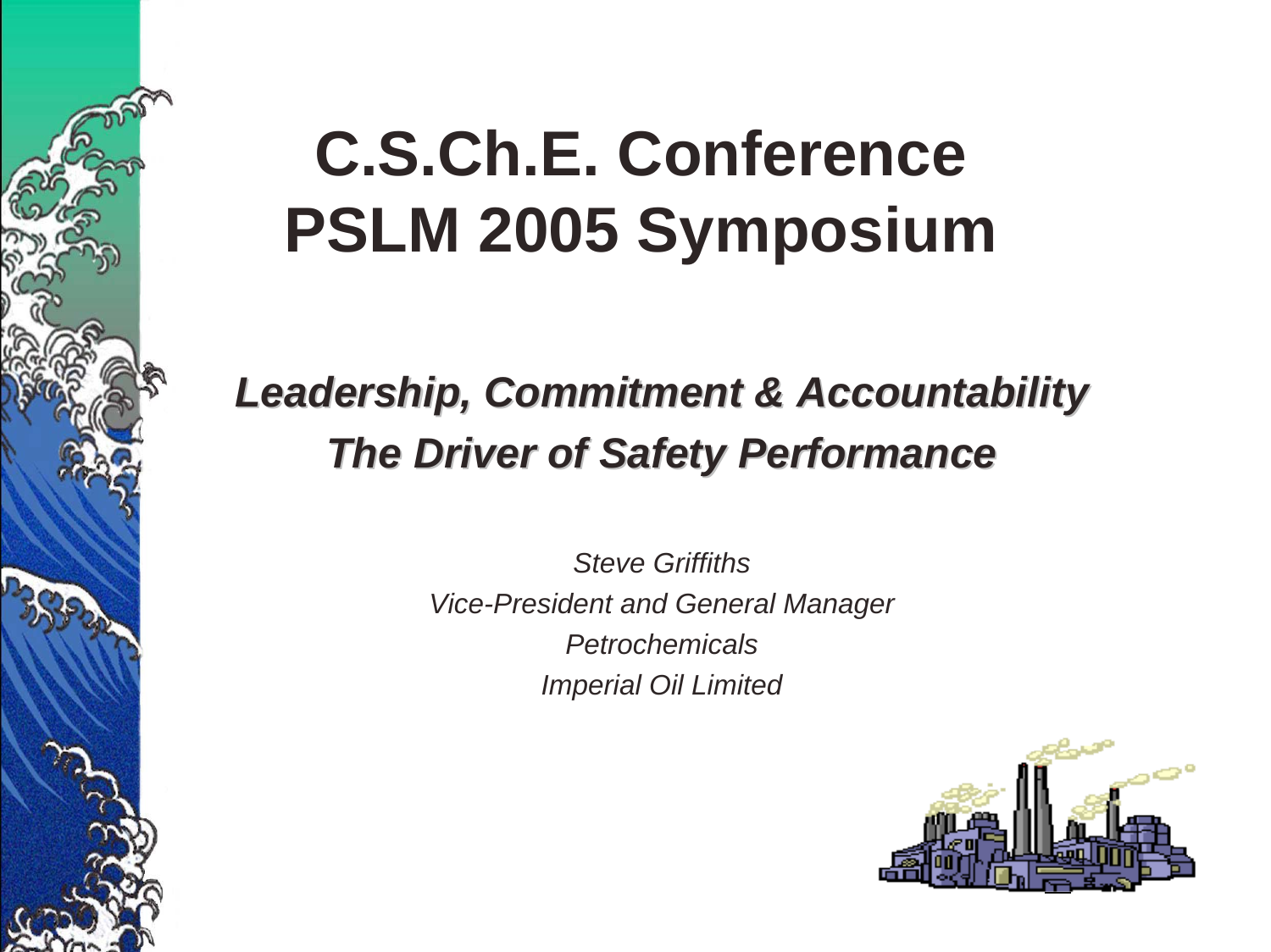# C.S.Ch.E. Conference
# PSLM 2005 Symposium

## *Leadership, Commitment & Accountability*
## *The Driver of Safety Performance*

*Steve Griffiths*
*Vice-President and General Manager*
*Petrochemicals*
*Imperial Oil Limited*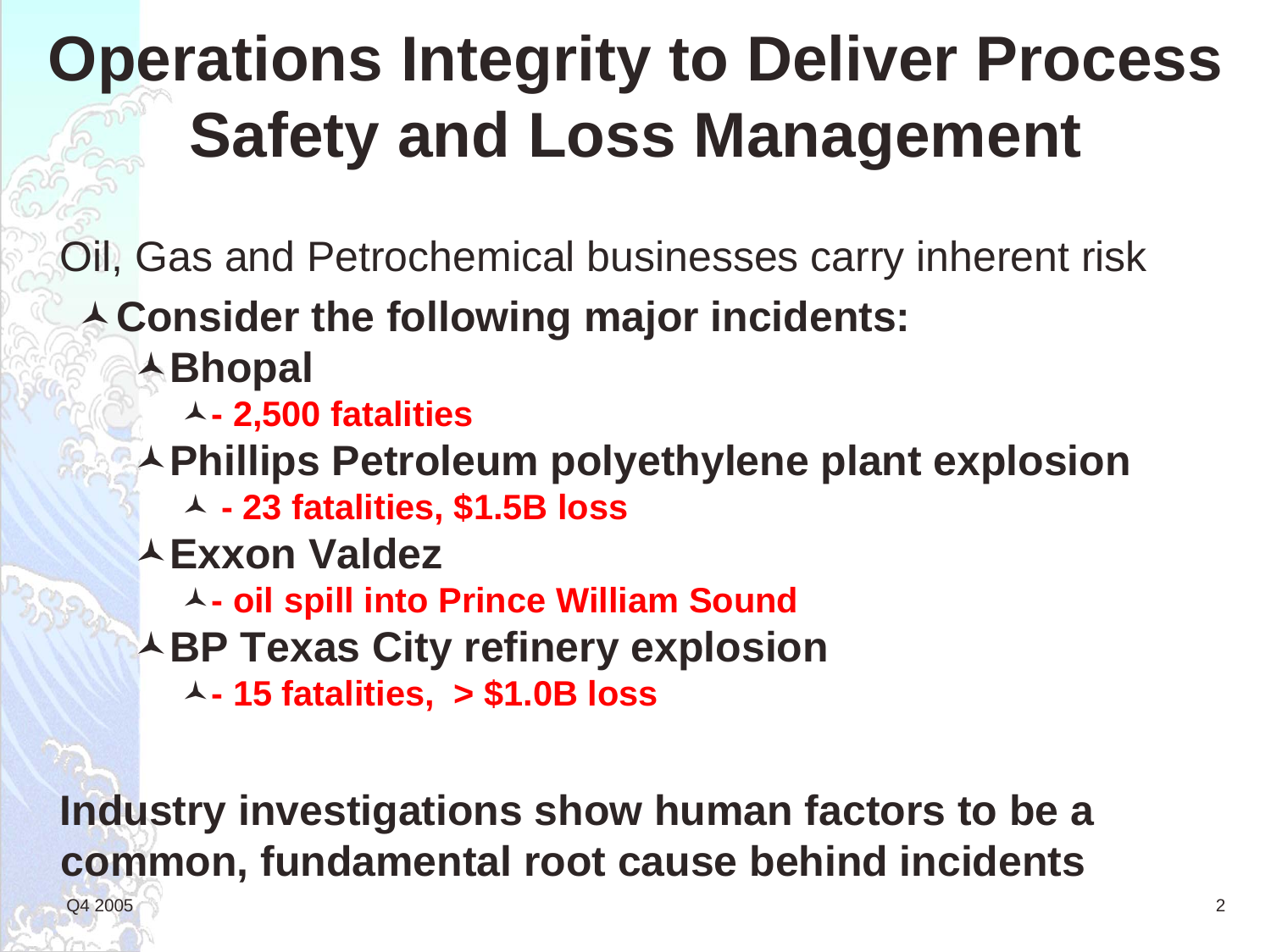# Operations Integrity to Deliver Process Safety and Loss Management

Oil, Gas and Petrochemical businesses carry inherent risk

- **Consider the following major incidents:**
  - **Bhopal**
    - **- 2,500 fatalities**
  - **Phillips Petroleum polyethylene plant explosion**
    - **- 23 fatalities, $1.5B loss**
  - **Exxon Valdez**
    - **- oil spill into Prince William Sound**
  - **BP Texas City refinery explosion**
    - **- 15 fatalities, > $1.0B loss**

**Industry investigations show human factors to be a common, fundamental root cause behind incidents**

Q4 2005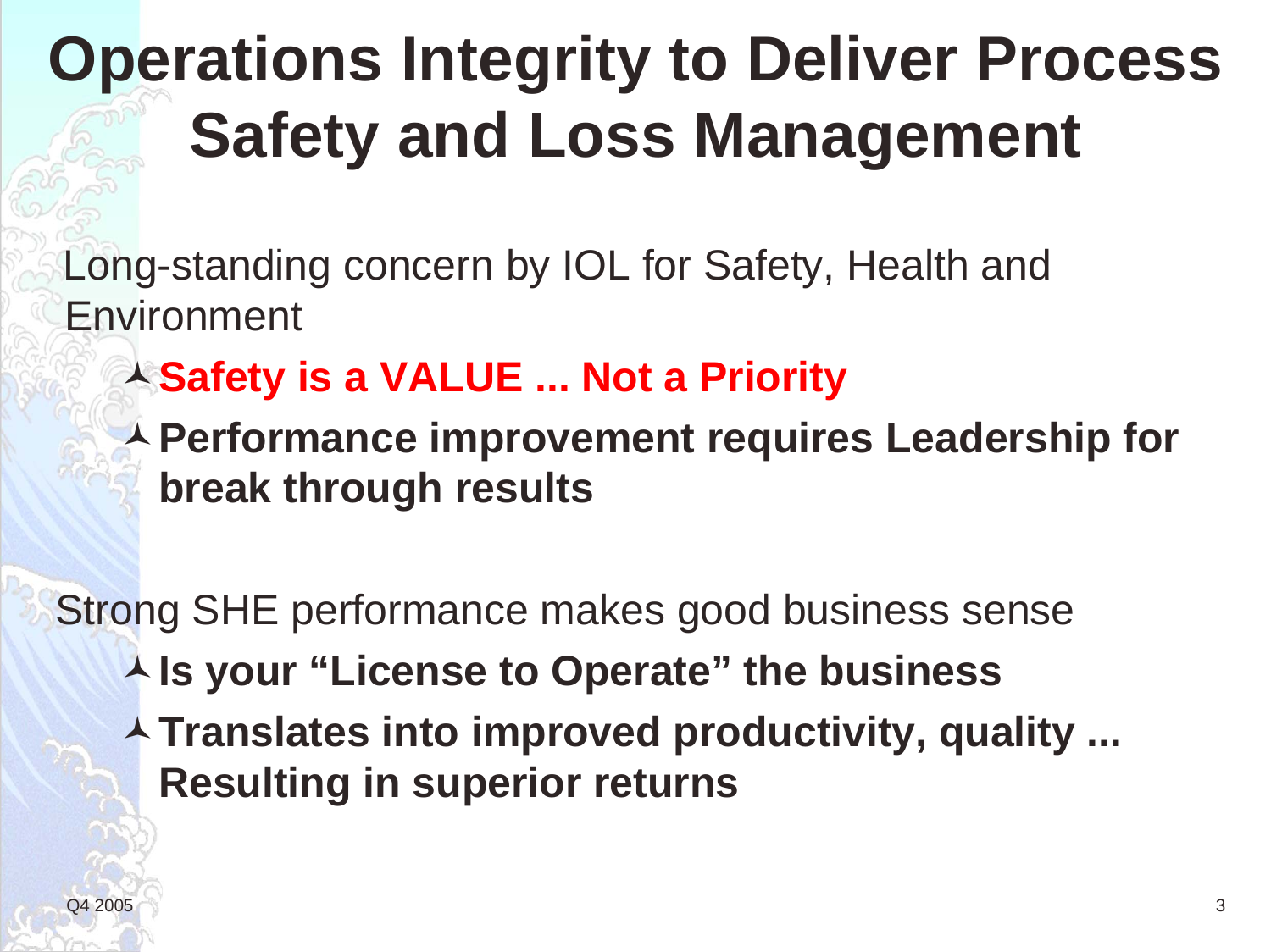# Operations Integrity to Deliver Process Safety and Loss Management

- Long-standing concern by IOL for Safety, Health and Environment
  - **Safety is a VALUE ... Not a Priority**
  - **Performance improvement requires Leadership for break through results**

- Strong SHE performance makes good business sense
  - **Is your "License to Operate" the business**
  - **Translates into improved productivity, quality ... Resulting in superior returns**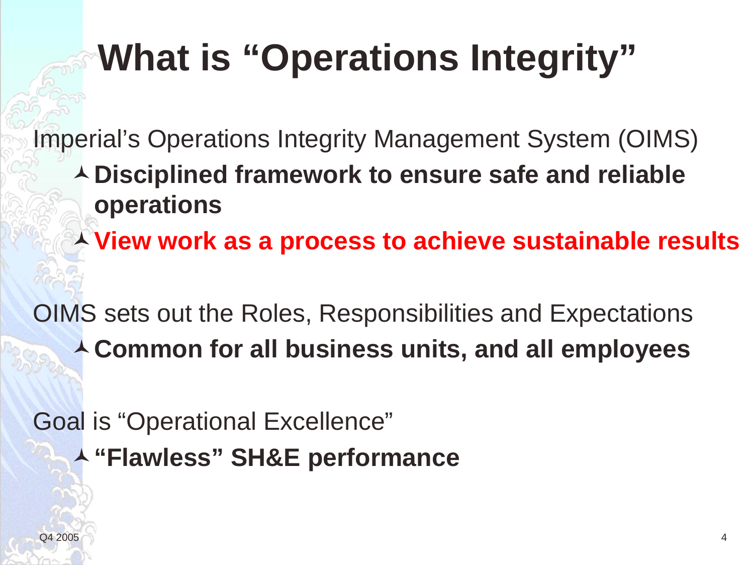# What is “Operations Integrity”

Imperial’s Operations Integrity Management System (OIMS)

- **Disciplined framework to ensure safe and reliable operations**
- **View work as a process to achieve sustainable results**

OIMS sets out the Roles, Responsibilities and Expectations

- **Common for all business units, and all employees**

Goal is “Operational Excellence”

- **“Flawless” SH&E performance**

Q4 2005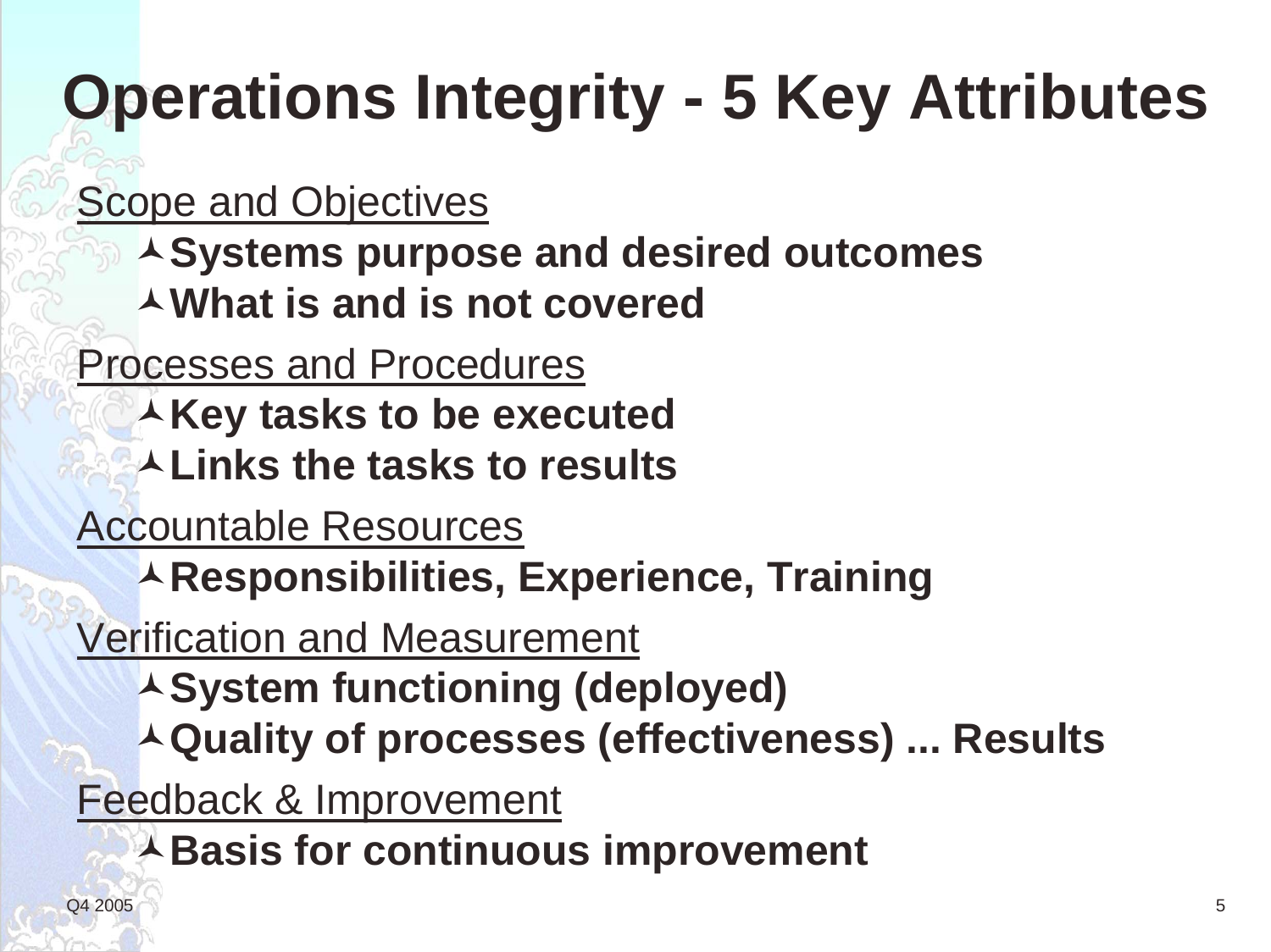# Operations Integrity - 5 Key Attributes

Scope and Objectives

- **Systems purpose and desired outcomes**
- **What is and is not covered**

Processes and Procedures

- **Key tasks to be executed**
- **Links the tasks to results**

Accountable Resources

- **Responsibilities, Experience, Training**

Verification and Measurement

- **System functioning (deployed)**
- **Quality of processes (effectiveness) ... Results**

Feedback & Improvement

- **Basis for continuous improvement**

Q4 2005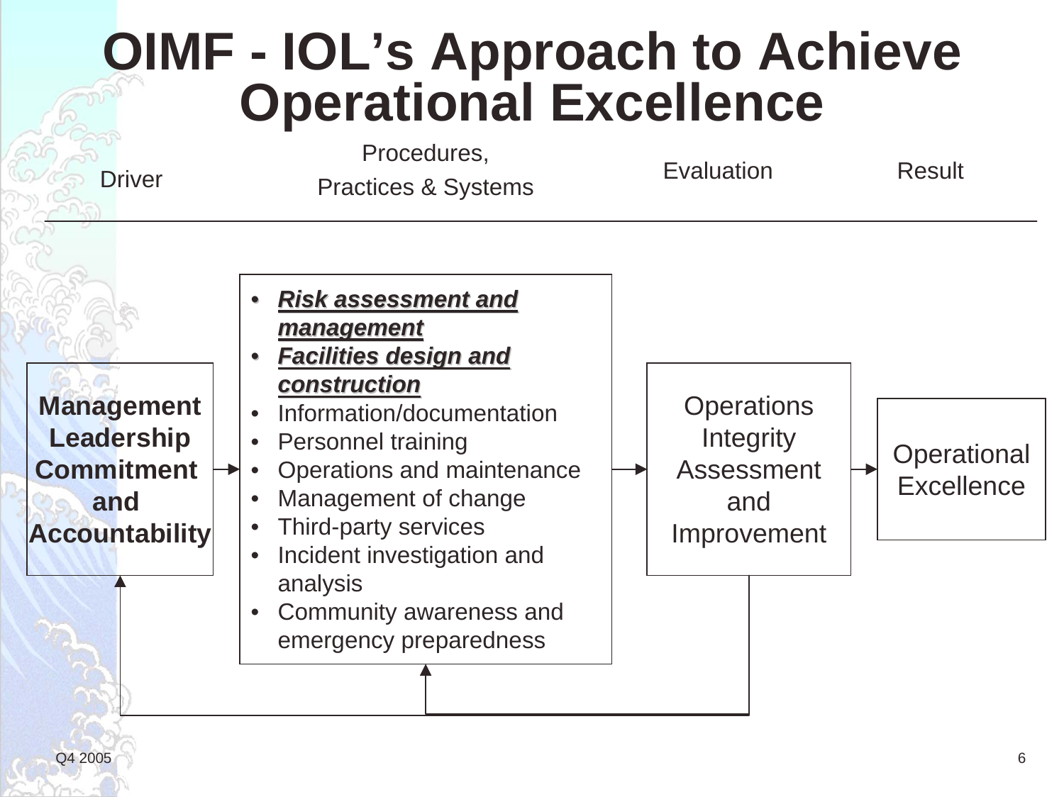# OIMF - IOL's Approach to Achieve Operational Excellence

| Driver | Procedures, Practices & Systems | Evaluation | Result |
|---|---|---|---|
| **Management Leadership Commitment and Accountability** | • ***Risk assessment and management***<br>• ***Facilities design and construction***<br>• Information/documentation<br>• Personnel training<br>• Operations and maintenance<br>• Management of change<br>• Third-party services<br>• Incident investigation and analysis<br>• Community awareness and emergency preparedness | Operations Integrity Assessment and Improvement | Operational Excellence |

Q4 2005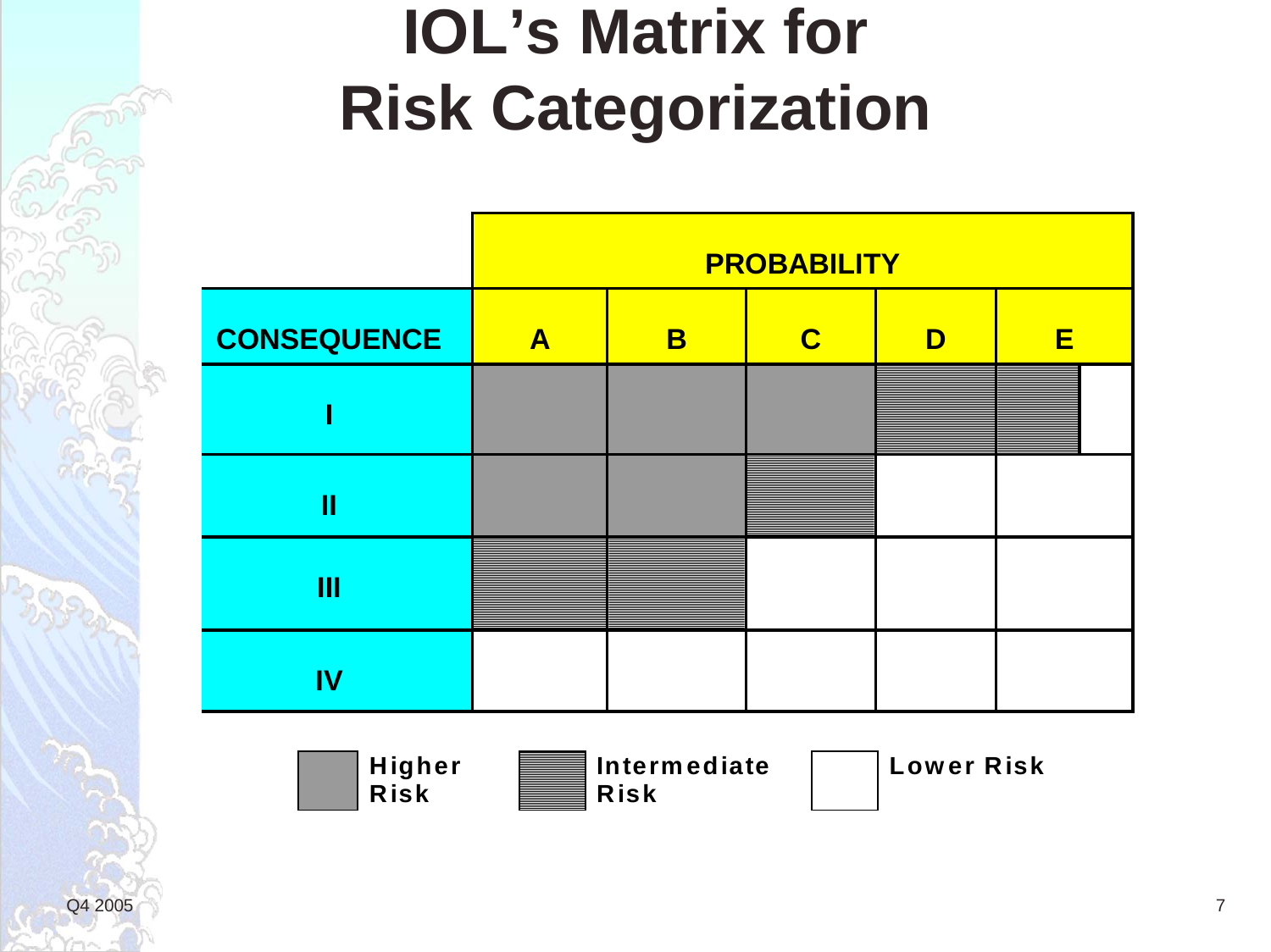# IOL's Matrix for Risk Categorization

| CONSEQUENCE | PROBABILITY A | PROBABILITY B | PROBABILITY C | PROBABILITY D | PROBABILITY E |
|---|---|---|---|---|---|
| I | Higher Risk | Higher Risk | Higher Risk | Intermediate Risk | Intermediate Risk |
| II | Higher Risk | Higher Risk | Intermediate Risk | Lower Risk | Lower Risk |
| III | Intermediate Risk | Intermediate Risk | Lower Risk | Lower Risk | Lower Risk |
| IV | Lower Risk | Lower Risk | Lower Risk | Lower Risk | Lower Risk |

Legend: Higher Risk (solid grey) · Intermediate Risk (hatched) · Lower Risk (white)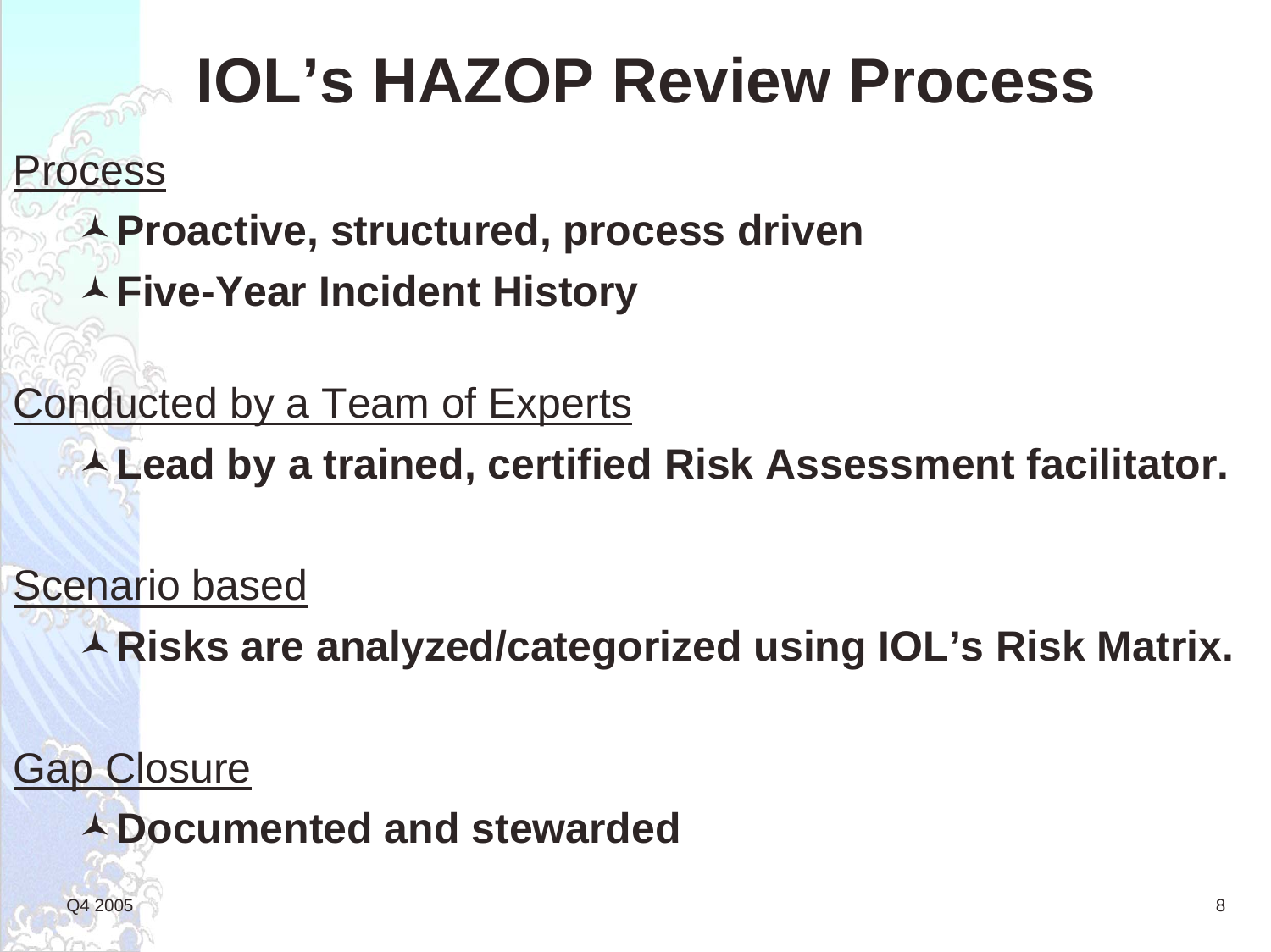# IOL's HAZOP Review Process

Process

- **Proactive, structured, process driven**
- **Five-Year Incident History**

Conducted by a Team of Experts

- **Lead by a trained, certified Risk Assessment facilitator.**

Scenario based

- **Risks are analyzed/categorized using IOL's Risk Matrix.**

Gap Closure

- **Documented and stewarded**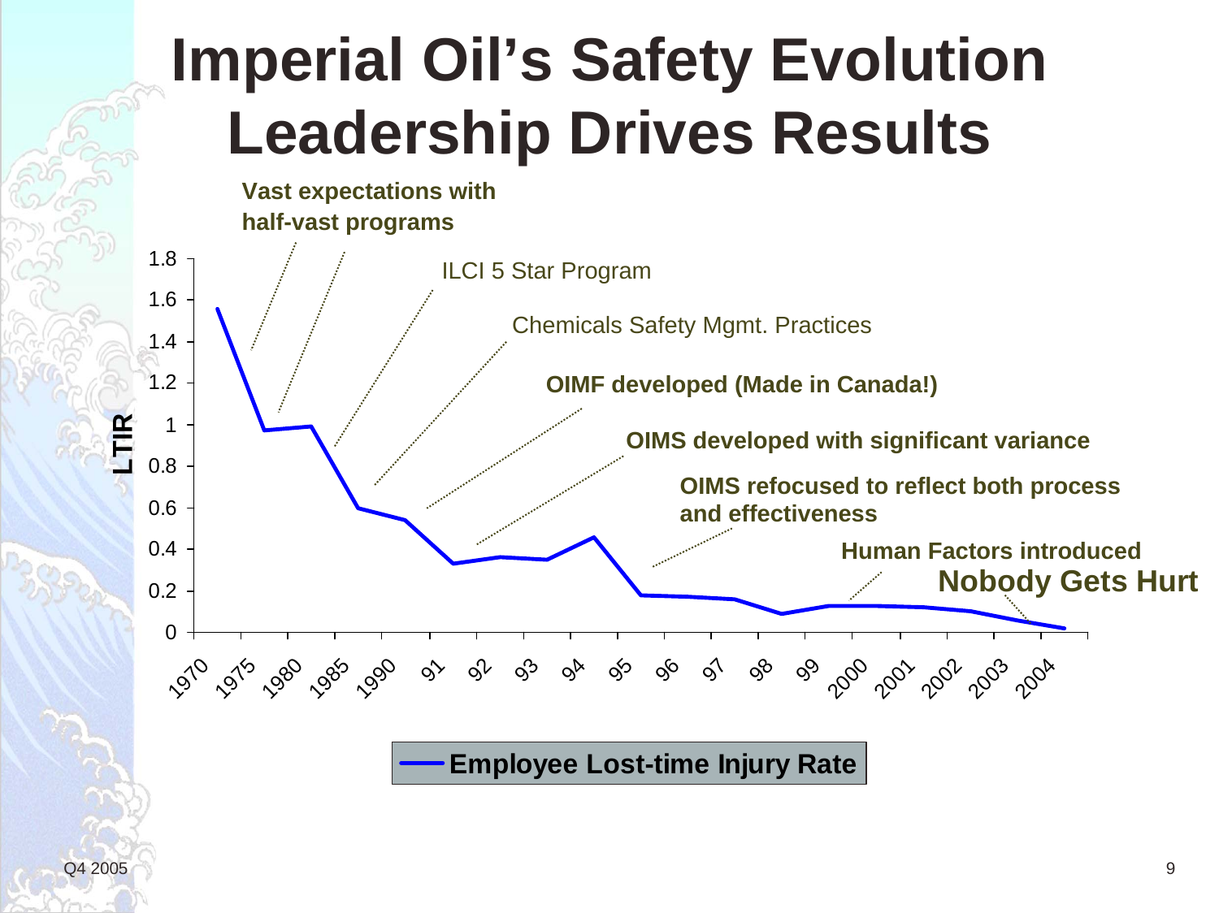# Imperial Oil's Safety Evolution Leadership Drives Results

Vast expectations with half-vast programs

ILCI 5 Star Program

Chemicals Safety Mgmt. Practices

OIMF developed (Made in Canada!)

OIMS developed with significant variance

OIMS refocused to reflect both process and effectiveness

Human Factors introduced

Nobody Gets Hurt

LTIR

1.8
1.6
1.4
1.2
1
0.8
0.6
0.4
0.2
0

1970 1975 1980 1985 1990 91 92 93 94 95 96 97 98 99 2000 2001 2002 2003 2004

Employee Lost-time Injury Rate

Q4 2005